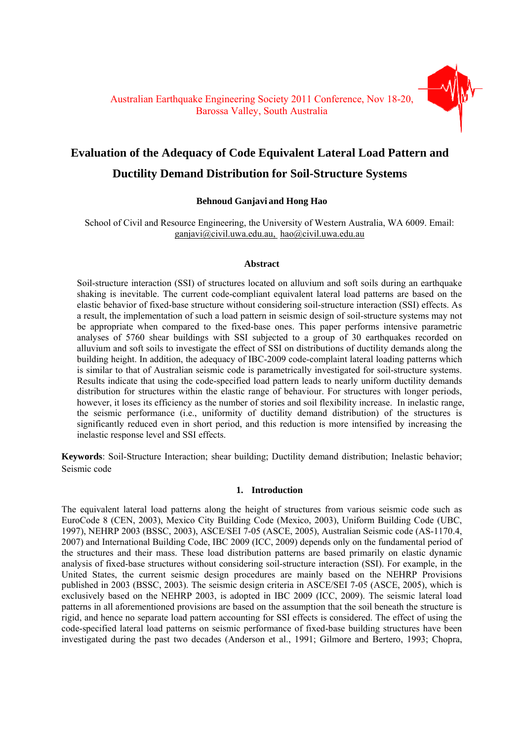Australian Earthquake Engineering Society 2011 Conference, Nov 18-20, Barossa Valley, South Australia

# Evaluation of the Adequacy of Code Equivalent Lateral Load Pattern and Ductility Demand Distribution for Soil-Structure Systems

**Behnoud Ganjavi and Hong Hao**

School of Civil and Resource Engineering, the University of Western Australia, WA 6009. Email: ganjavi@civil.uwa.edu.au, hao@civil.uwa.edu.au

## Abstract

Soil-structure interaction (SSI) of structures located on alluvium and soft soils during an earthquake shaking is inevitable. The current code-compliant equivalent lateral load patterns are based on the elastic behavior of fixed-base structure without considering soil-structure interaction (SSI) effects. As a result, the implementation of such a load pattern in seismic design of soil-structure systems may not be appropriate when compared to the fixed-base ones. This paper performs intensive parametric analyses of 5760 shear buildings with SSI subjected to a group of 30 earthquakes recorded on alluvium and soft soils to investigate the effect of SSI on distributions of ductility demands along the building height. In addition, the adequacy of IBC-2009 code-complaint lateral loading patterns which is similar to that of Australian seismic code is parametrically investigated for soil-structure systems. Results indicate that using the code-specified load pattern leads to nearly uniform ductility demands distribution for structures within the elastic range of behaviour. For structures with longer periods, however, it loses its efficiency as the number of stories and soil flexibility increase. In inelastic range, the seismic performance (i.e., uniformity of ductility demand distribution) of the structures is significantly reduced even in short period, and this reduction is more intensified by increasing the inelastic response level and SSI effects.

**Keywords**: Soil-Structure Interaction; shear building; Ductility demand distribution; Inelastic behavior; Seismic code

## 1. Introduction

The equivalent lateral load patterns along the height of structures from various seismic code such as EuroCode 8 (CEN, 2003), Mexico City Building Code (Mexico, 2003), Uniform Building Code (UBC, 1997), NEHRP 2003 (BSSC, 2003), ASCE/SEI 7-05 (ASCE, 2005), Australian Seismic code (AS-1170.4, 2007) and International Building Code, IBC 2009 (ICC, 2009) depends only on the fundamental period of the structures and their mass. These load distribution patterns are based primarily on elastic dynamic analysis of fixed-base structures without considering soil-structure interaction (SSI). For example, in the United States, the current seismic design procedures are mainly based on the NEHRP Provisions published in 2003 (BSSC, 2003). The seismic design criteria in ASCE/SEI 7-05 (ASCE, 2005), which is exclusively based on the NEHRP 2003, is adopted in IBC 2009 (ICC, 2009). The seismic lateral load patterns in all aforementioned provisions are based on the assumption that the soil beneath the structure is rigid, and hence no separate load pattern accounting for SSI effects is considered. The effect of using the code-specified lateral load patterns on seismic performance of fixed-base building structures have been investigated during the past two decades (Anderson et al., 1991; Gilmore and Bertero, 1993; Chopra,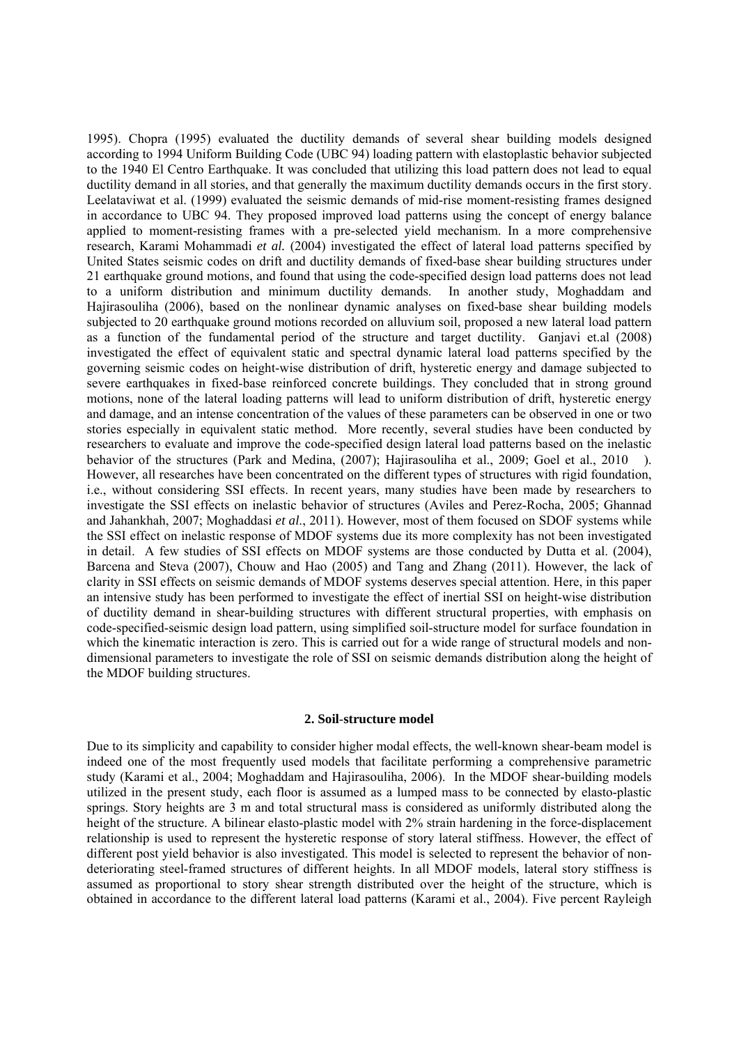1995). Chopra (1995) evaluated the ductility demands of several shear building models designed according to 1994 Uniform Building Code (UBC 94) loading pattern with elastoplastic behavior subjected to the 1940 El Centro Earthquake. It was concluded that utilizing this load pattern does not lead to equal ductility demand in all stories, and that generally the maximum ductility demands occurs in the first story. Leelataviwat et al. (1999) evaluated the seismic demands of mid-rise moment-resisting frames designed in accordance to UBC 94. They proposed improved load patterns using the concept of energy balance applied to moment-resisting frames with a pre-selected yield mechanism. In a more comprehensive research, Karami Mohammadi *et al.* (2004) investigated the effect of lateral load patterns specified by United States seismic codes on drift and ductility demands of fixed-base shear building structures under 21 earthquake ground motions, and found that using the code-specified design load patterns does not lead to a uniform distribution and minimum ductility demands. In another study, Moghaddam and Hajirasouliha (2006), based on the nonlinear dynamic analyses on fixed-base shear building models subjected to 20 earthquake ground motions recorded on alluvium soil, proposed a new lateral load pattern as a function of the fundamental period of the structure and target ductility. Ganjavi et.al (2008) investigated the effect of equivalent static and spectral dynamic lateral load patterns specified by the governing seismic codes on height-wise distribution of drift, hysteretic energy and damage subjected to severe earthquakes in fixed-base reinforced concrete buildings. They concluded that in strong ground motions, none of the lateral loading patterns will lead to uniform distribution of drift, hysteretic energy and damage, and an intense concentration of the values of these parameters can be observed in one or two stories especially in equivalent static method. More recently, several studies have been conducted by researchers to evaluate and improve the code-specified design lateral load patterns based on the inelastic behavior of the structures (Park and Medina, (2007); Hajirasouliha et al., 2009; Goel et al., 2010 ). However, all researches have been concentrated on the different types of structures with rigid foundation, i.e., without considering SSI effects. In recent years, many studies have been made by researchers to investigate the SSI effects on inelastic behavior of structures (Aviles and Perez-Rocha, 2005; Ghannad and Jahankhah, 2007; Moghaddasi *et al*., 2011). However, most of them focused on SDOF systems while the SSI effect on inelastic response of MDOF systems due its more complexity has not been investigated in detail. A few studies of SSI effects on MDOF systems are those conducted by Dutta et al. (2004), Barcena and Steva (2007), Chouw and Hao (2005) and Tang and Zhang (2011). However, the lack of clarity in SSI effects on seismic demands of MDOF systems deserves special attention. Here, in this paper an intensive study has been performed to investigate the effect of inertial SSI on height-wise distribution of ductility demand in shear-building structures with different structural properties, with emphasis on code-specified-seismic design load pattern, using simplified soil-structure model for surface foundation in which the kinematic interaction is zero. This is carried out for a wide range of structural models and non-dimensional parameters to investigate the role of SSI on seismic demands distribution along the height of the MDOF building structures.

## 2. Soil-structure model

Due to its simplicity and capability to consider higher modal effects, the well-known shear-beam model is indeed one of the most frequently used models that facilitate performing a comprehensive parametric study (Karami et al., 2004; Moghaddam and Hajirasouliha, 2006). In the MDOF shear-building models utilized in the present study, each floor is assumed as a lumped mass to be connected by elasto-plastic springs. Story heights are 3 m and total structural mass is considered as uniformly distributed along the height of the structure. A bilinear elasto-plastic model with 2% strain hardening in the force-displacement relationship is used to represent the hysteretic response of story lateral stiffness. However, the effect of different post yield behavior is also investigated. This model is selected to represent the behavior of non-deteriorating steel-framed structures of different heights. In all MDOF models, lateral story stiffness is assumed as proportional to story shear strength distributed over the height of the structure, which is obtained in accordance to the different lateral load patterns (Karami et al., 2004). Five percent Rayleigh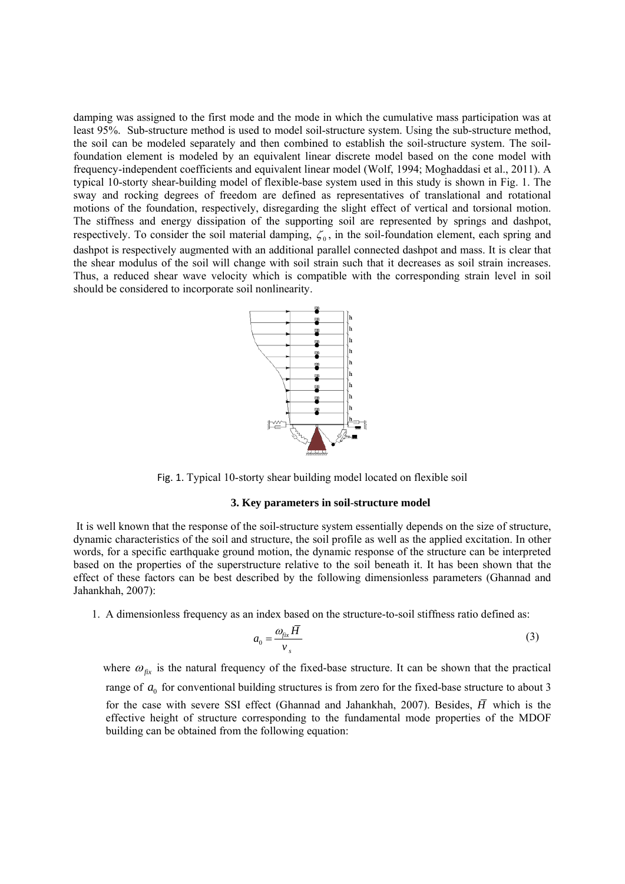damping was assigned to the first mode and the mode in which the cumulative mass participation was at least 95%. Sub-structure method is used to model soil-structure system. Using the sub-structure method, the soil can be modeled separately and then combined to establish the soil-structure system. The soil-foundation element is modeled by an equivalent linear discrete model based on the cone model with frequency-independent coefficients and equivalent linear model (Wolf, 1994; Moghaddasi et al., 2011). A typical 10-storty shear-building model of flexible-base system used in this study is shown in Fig. 1. The sway and rocking degrees of freedom are defined as representatives of translational and rotational motions of the foundation, respectively, disregarding the slight effect of vertical and torsional motion. The stiffness and energy dissipation of the supporting soil are represented by springs and dashpot, respectively. To consider the soil material damping, $\zeta_0$, in the soil-foundation element, each spring and dashpot is respectively augmented with an additional parallel connected dashpot and mass. It is clear that the shear modulus of the soil will change with soil strain such that it decreases as soil strain increases. Thus, a reduced shear wave velocity which is compatible with the corresponding strain level in soil should be considered to incorporate soil nonlinearity.

Fig. 1. Typical 10-storty shear building model located on flexible soil

### 3. Key parameters in soil-structure model

It is well known that the response of the soil-structure system essentially depends on the size of structure, dynamic characteristics of the soil and structure, the soil profile as well as the applied excitation. In other words, for a specific earthquake ground motion, the dynamic response of the structure can be interpreted based on the properties of the superstructure relative to the soil beneath it. It has been shown that the effect of these factors can be best described by the following dimensionless parameters (Ghannad and Jahankhah, 2007):

1. A dimensionless frequency as an index based on the structure-to-soil stiffness ratio defined as:

$$a_0 = \frac{\omega_{fix} \bar{H}}{v_s} \tag{3}$$

where $\omega_{fix}$ is the natural frequency of the fixed-base structure. It can be shown that the practical range of $a_0$ for conventional building structures is from zero for the fixed-base structure to about 3 for the case with severe SSI effect (Ghannad and Jahankhah, 2007). Besides, $\bar{H}$ which is the effective height of structure corresponding to the fundamental mode properties of the MDOF building can be obtained from the following equation: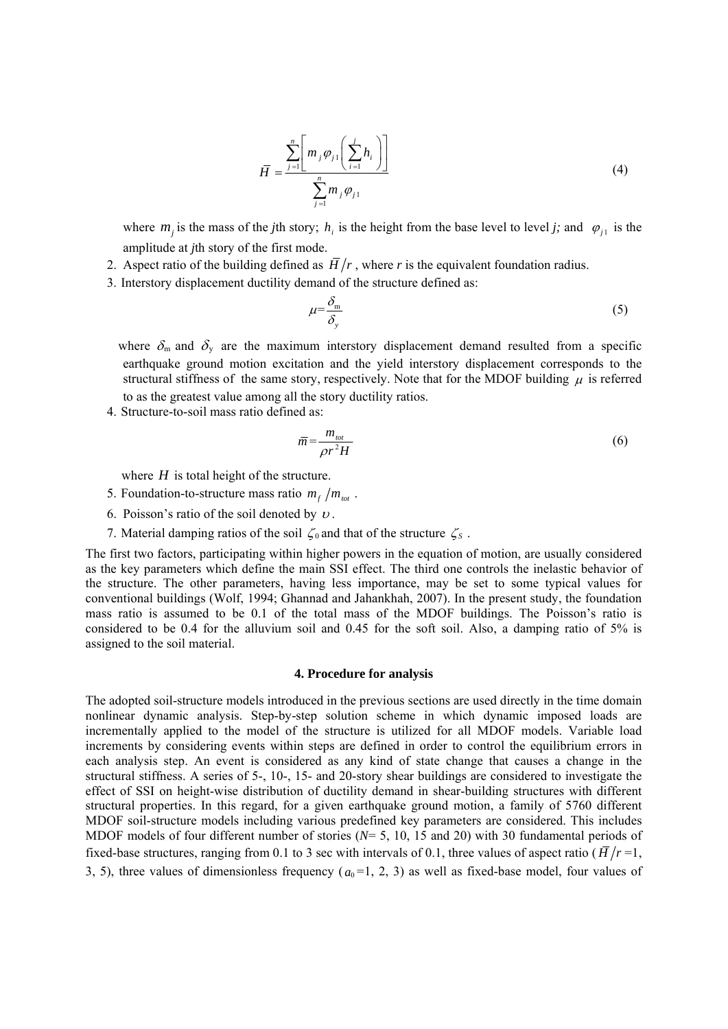$$\bar{H} = \frac{\sum_{j=1}^{n}\left[ m_j \varphi_{j1} \left( \sum_{i=1}^{j} h_i \right) \right]}{\sum_{j=1}^{n} m_j \varphi_{j1}} \tag{4}$$

where $m_j$ is the mass of the $j$th story; $h_i$ is the height from the base level to level $j$; and $\varphi_{j1}$ is the amplitude at $j$th story of the first mode.

2. Aspect ratio of the building defined as $\bar{H}/r$, where $r$ is the equivalent foundation radius.
3. Interstory displacement ductility demand of the structure defined as:

$$\mu = \frac{\delta_m}{\delta_y} \tag{5}$$

where $\delta_m$ and $\delta_y$ are the maximum interstory displacement demand resulted from a specific earthquake ground motion excitation and the yield interstory displacement corresponds to the structural stiffness of the same story, respectively. Note that for the MDOF building $\mu$ is referred to as the greatest value among all the story ductility ratios.

4. Structure-to-soil mass ratio defined as:

$$\bar{m} = \frac{m_{tot}}{\rho r^2 H} \tag{6}$$

where $H$ is total height of the structure.

5. Foundation-to-structure mass ratio $m_f/m_{tot}$.
6. Poisson's ratio of the soil denoted by $\upsilon$.
7. Material damping ratios of the soil $\zeta_0$ and that of the structure $\zeta_S$.

The first two factors, participating within higher powers in the equation of motion, are usually considered as the key parameters which define the main SSI effect. The third one controls the inelastic behavior of the structure. The other parameters, having less importance, may be set to some typical values for conventional buildings (Wolf, 1994; Ghannad and Jahankhah, 2007). In the present study, the foundation mass ratio is assumed to be 0.1 of the total mass of the MDOF buildings. The Poisson's ratio is considered to be 0.4 for the alluvium soil and 0.45 for the soft soil. Also, a damping ratio of 5% is assigned to the soil material.

## 4. Procedure for analysis

The adopted soil-structure models introduced in the previous sections are used directly in the time domain nonlinear dynamic analysis. Step-by-step solution scheme in which dynamic imposed loads are incrementally applied to the model of the structure is utilized for all MDOF models. Variable load increments by considering events within steps are defined in order to control the equilibrium errors in each analysis step. An event is considered as any kind of state change that causes a change in the structural stiffness. A series of 5-, 10-, 15- and 20-story shear buildings are considered to investigate the effect of SSI on height-wise distribution of ductility demand in shear-building structures with different structural properties. In this regard, for a given earthquake ground motion, a family of 5760 different MDOF soil-structure models including various predefined key parameters are considered. This includes MDOF models of four different number of stories ($N$= 5, 10, 15 and 20) with 30 fundamental periods of fixed-base structures, ranging from 0.1 to 3 sec with intervals of 0.1, three values of aspect ratio ($\bar{H}/r$ =1, 3, 5), three values of dimensionless frequency ($a_0$=1, 2, 3) as well as fixed-base model, four values of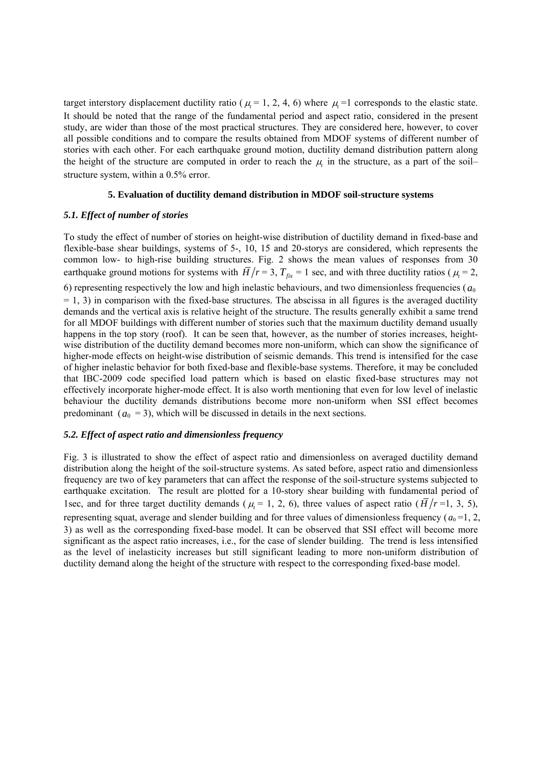target interstory displacement ductility ratio ($\mu_t$ = 1, 2, 4, 6) where $\mu_t$ =1 corresponds to the elastic state. It should be noted that the range of the fundamental period and aspect ratio, considered in the present study, are wider than those of the most practical structures. They are considered here, however, to cover all possible conditions and to compare the results obtained from MDOF systems of different number of stories with each other. For each earthquake ground motion, ductility demand distribution pattern along the height of the structure are computed in order to reach the $\mu_t$ in the structure, as a part of the soil–structure system, within a 0.5% error.

### 5. Evaluation of ductility demand distribution in MDOF soil-structure systems

#### *5.1. Effect of number of stories*

To study the effect of number of stories on height-wise distribution of ductility demand in fixed-base and flexible-base shear buildings, systems of 5-, 10, 15 and 20-storys are considered, which represents the common low- to high-rise building structures. Fig. 2 shows the mean values of responses from 30 earthquake ground motions for systems with $\bar{H}/r$ = 3, $T_{fix}$ = 1 sec, and with three ductility ratios ($\mu_t$ = 2, 6) representing respectively the low and high inelastic behaviours, and two dimensionless frequencies ($a_0$ = 1, 3) in comparison with the fixed-base structures. The abscissa in all figures is the averaged ductility demands and the vertical axis is relative height of the structure. The results generally exhibit a same trend for all MDOF buildings with different number of stories such that the maximum ductility demand usually happens in the top story (roof). It can be seen that, however, as the number of stories increases, height-wise distribution of the ductility demand becomes more non-uniform, which can show the significance of higher-mode effects on height-wise distribution of seismic demands. This trend is intensified for the case of higher inelastic behavior for both fixed-base and flexible-base systems. Therefore, it may be concluded that IBC-2009 code specified load pattern which is based on elastic fixed-base structures may not effectively incorporate higher-mode effect. It is also worth mentioning that even for low level of inelastic behaviour the ductility demands distributions become more non-uniform when SSI effect becomes predominant ($a_0$ = 3), which will be discussed in details in the next sections.

#### *5.2. Effect of aspect ratio and dimensionless frequency*

Fig. 3 is illustrated to show the effect of aspect ratio and dimensionless on averaged ductility demand distribution along the height of the soil-structure systems. As sated before, aspect ratio and dimensionless frequency are two of key parameters that can affect the response of the soil-structure systems subjected to earthquake excitation. The result are plotted for a 10-story shear building with fundamental period of 1sec, and for three target ductility demands ($\mu_t$ = 1, 2, 6), three values of aspect ratio ($\bar{H}/r$ =1, 3, 5), representing squat, average and slender building and for three values of dimensionless frequency ($a_0$ =1, 2, 3) as well as the corresponding fixed-base model. It can be observed that SSI effect will become more significant as the aspect ratio increases, i.e., for the case of slender building. The trend is less intensified as the level of inelasticity increases but still significant leading to more non-uniform distribution of ductility demand along the height of the structure with respect to the corresponding fixed-base model.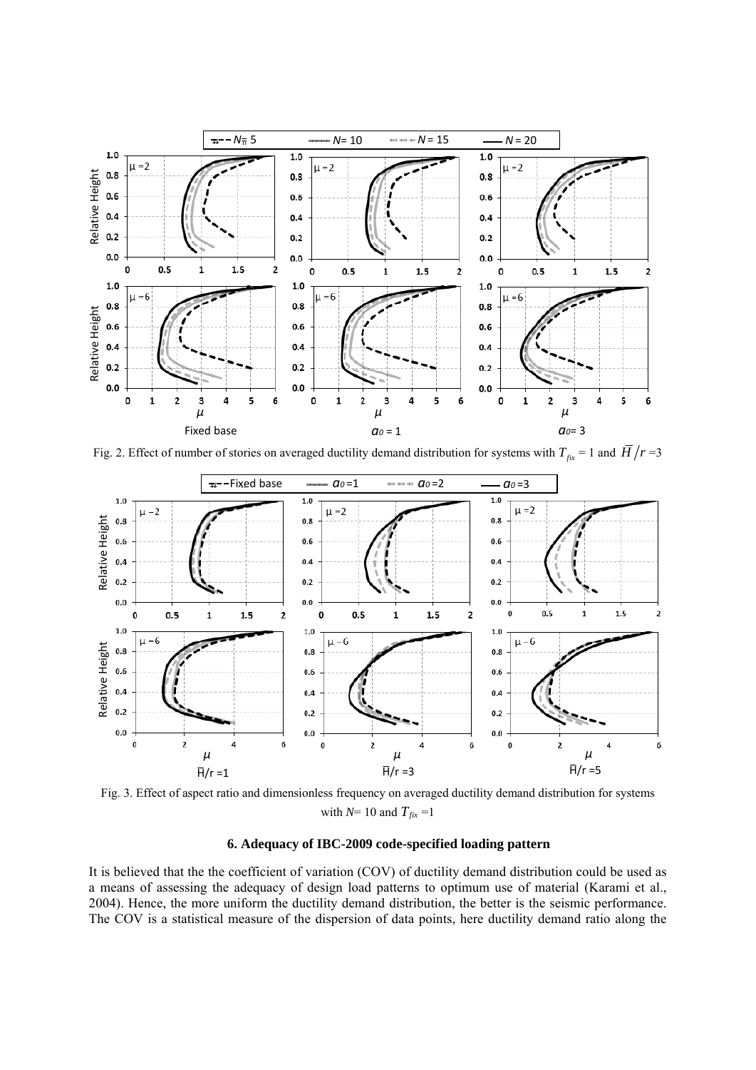Fig. 2. Effect of number of stories on averaged ductility demand distribution for systems with $T_{fix}$ = 1 and $\bar{H}/r$ =3

Fig. 3. Effect of aspect ratio and dimensionless frequency on averaged ductility demand distribution for systems with $N$= 10 and $T_{fix}$ =1

### 6. Adequacy of IBC-2009 code-specified loading pattern

It is believed that the the coefficient of variation (COV) of ductility demand distribution could be used as a means of assessing the adequacy of design load patterns to optimum use of material (Karami et al., 2004). Hence, the more uniform the ductility demand distribution, the better is the seismic performance. The COV is a statistical measure of the dispersion of data points, here ductility demand ratio along the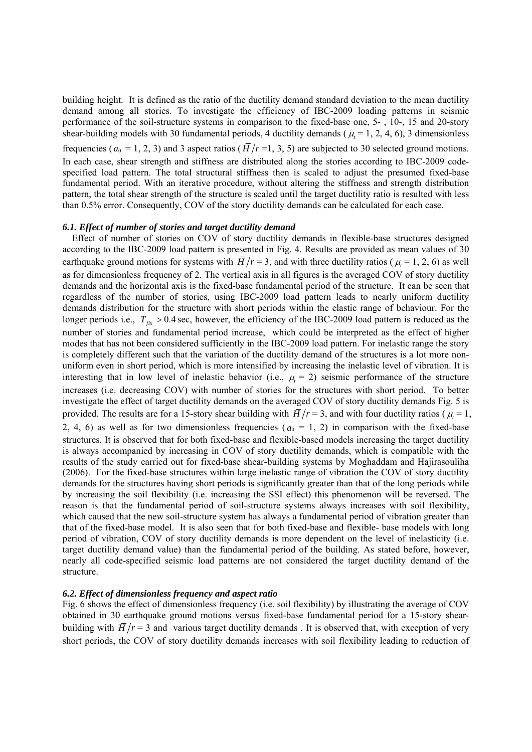building height. It is defined as the ratio of the ductility demand standard deviation to the mean ductility demand among all stories. To investigate the efficiency of IBC-2009 loading patterns in seismic performance of the soil-structure systems in comparison to the fixed-base one, 5- , 10-, 15 and 20-story shear-building models with 30 fundamental periods, 4 ductility demands ($\mu_t$ = 1, 2, 4, 6), 3 dimensionless frequencies ($a_0$ = 1, 2, 3) and 3 aspect ratios ($\bar{H}/r$ =1, 3, 5) are subjected to 30 selected ground motions. In each case, shear strength and stiffness are distributed along the stories according to IBC-2009 code-specified load pattern. The total structural stiffness then is scaled to adjust the presumed fixed-base fundamental period. With an iterative procedure, without altering the stiffness and strength distribution pattern, the total shear strength of the structure is scaled until the target ductility ratio is resulted with less than 0.5% error. Consequently, COV of the story ductility demands can be calculated for each case.

### *6.1. Effect of number of stories and target ductility demand*

Effect of number of stories on COV of story ductility demands in flexible-base structures designed according to the IBC-2009 load pattern is presented in Fig. 4. Results are provided as mean values of 30 earthquake ground motions for systems with $\bar{H}/r$ = 3, and with three ductility ratios ($\mu_t$ = 1, 2, 6) as well as for dimensionless frequency of 2. The vertical axis in all figures is the averaged COV of story ductility demands and the horizontal axis is the fixed-base fundamental period of the structure. It can be seen that regardless of the number of stories, using IBC-2009 load pattern leads to nearly uniform ductility demands distribution for the structure with short periods within the elastic range of behaviour. For the longer periods i.e., $T_{fix} > 0.4$ sec, however, the efficiency of the IBC-2009 load pattern is reduced as the number of stories and fundamental period increase, which could be interpreted as the effect of higher modes that has not been considered sufficiently in the IBC-2009 load pattern. For inelastic range the story is completely different such that the variation of the ductility demand of the structures is a lot more non-uniform even in short period, which is more intensified by increasing the inelastic level of vibration. It is interesting that in low level of inelastic behavior (i.e., $\mu_t$ = 2) seismic performance of the structure increases (i.e. decreasing COV) with number of stories for the structures with short period. To better investigate the effect of target ductility demands on the averaged COV of story ductility demands Fig. 5 is provided. The results are for a 15-story shear building with $\bar{H}/r$ = 3, and with four ductility ratios ($\mu_t$ = 1, 2, 4, 6) as well as for two dimensionless frequencies ($a_0$ = 1, 2) in comparison with the fixed-base structures. It is observed that for both fixed-base and flexible-based models increasing the target ductility is always accompanied by increasing in COV of story ductility demands, which is compatible with the results of the study carried out for fixed-base shear-building systems by Moghaddam and Hajirasouliha (2006). For the fixed-base structures within large inelastic range of vibration the COV of story ductility demands for the structures having short periods is significantly greater than that of the long periods while by increasing the soil flexibility (i.e. increasing the SSI effect) this phenomenon will be reversed. The reason is that the fundamental period of soil-structure systems always increases with soil flexibility, which caused that the new soil-structure system has always a fundamental period of vibration greater than that of the fixed-base model. It is also seen that for both fixed-base and flexible- base models with long period of vibration, COV of story ductility demands is more dependent on the level of inelasticity (i.e. target ductility demand value) than the fundamental period of the building. As stated before, however, nearly all code-specified seismic load patterns are not considered the target ductility demand of the structure.

### *6.2. Effect of dimensionless frequency and aspect ratio*

Fig. 6 shows the effect of dimensionless frequency (i.e. soil flexibility) by illustrating the average of COV obtained in 30 earthquake ground motions versus fixed-base fundamental period for a 15-story shear-building with $\bar{H}/r$ = 3 and various target ductility demands . It is observed that, with exception of very short periods, the COV of story ductility demands increases with soil flexibility leading to reduction of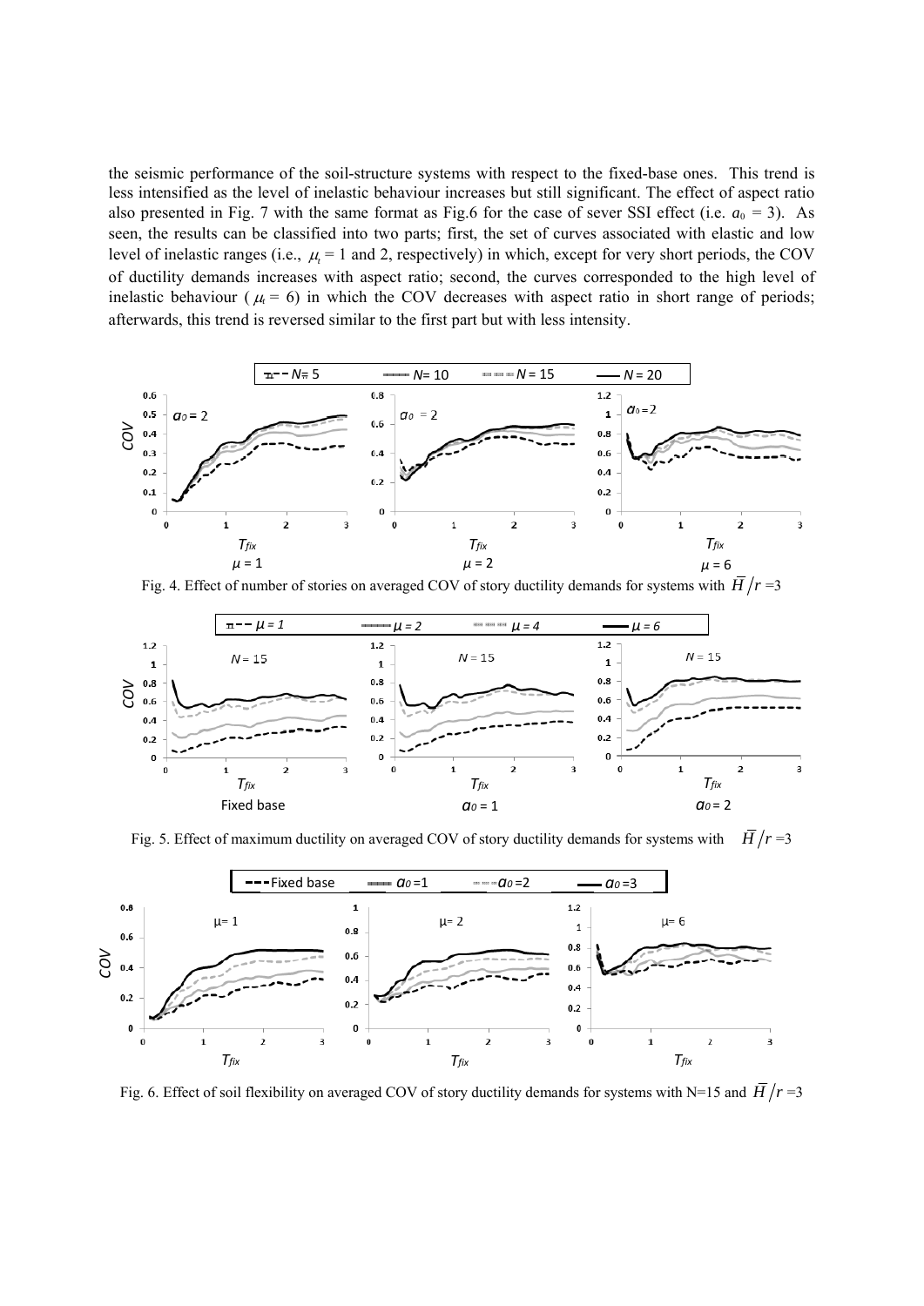the seismic performance of the soil-structure systems with respect to the fixed-base ones. This trend is less intensified as the level of inelastic behaviour increases but still significant. The effect of aspect ratio also presented in Fig. 7 with the same format as Fig.6 for the case of sever SSI effect (i.e. $a_0 = 3$). As seen, the results can be classified into two parts; first, the set of curves associated with elastic and low level of inelastic ranges (i.e., $\mu_t = 1$ and 2, respectively) in which, except for very short periods, the COV of ductility demands increases with aspect ratio; second, the curves corresponded to the high level of inelastic behaviour ($\mu_t = 6$) in which the COV decreases with aspect ratio in short range of periods; afterwards, this trend is reversed similar to the first part but with less intensity.

Fig. 4. Effect of number of stories on averaged COV of story ductility demands for systems with $\bar{H}/r = 3$

Fig. 5. Effect of maximum ductility on averaged COV of story ductility demands for systems with $\bar{H}/r = 3$

Fig. 6. Effect of soil flexibility on averaged COV of story ductility demands for systems with N=15 and $\bar{H}/r = 3$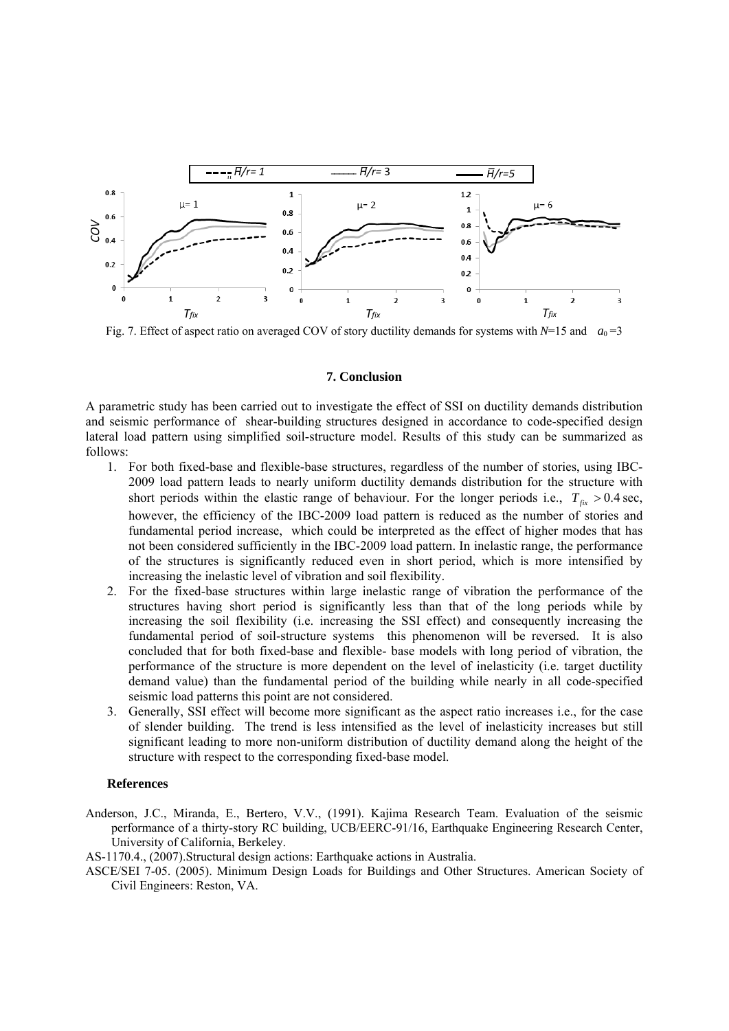Fig. 7. Effect of aspect ratio on averaged COV of story ductility demands for systems with $N$=15 and $a_0$=3

### 7. Conclusion

A parametric study has been carried out to investigate the effect of SSI on ductility demands distribution and seismic performance of shear-building structures designed in accordance to code-specified design lateral load pattern using simplified soil-structure model. Results of this study can be summarized as follows:

1. For both fixed-base and flexible-base structures, regardless of the number of stories, using IBC-2009 load pattern leads to nearly uniform ductility demands distribution for the structure with short periods within the elastic range of behaviour. For the longer periods i.e., $T_{fix} > 0.4$ sec, however, the efficiency of the IBC-2009 load pattern is reduced as the number of stories and fundamental period increase, which could be interpreted as the effect of higher modes that has not been considered sufficiently in the IBC-2009 load pattern. In inelastic range, the performance of the structures is significantly reduced even in short period, which is more intensified by increasing the inelastic level of vibration and soil flexibility.
2. For the fixed-base structures within large inelastic range of vibration the performance of the structures having short period is significantly less than that of the long periods while by increasing the soil flexibility (i.e. increasing the SSI effect) and consequently increasing the fundamental period of soil-structure systems this phenomenon will be reversed. It is also concluded that for both fixed-base and flexible- base models with long period of vibration, the performance of the structure is more dependent on the level of inelasticity (i.e. target ductility demand value) than the fundamental period of the building while nearly in all code-specified seismic load patterns this point are not considered.
3. Generally, SSI effect will become more significant as the aspect ratio increases i.e., for the case of slender building. The trend is less intensified as the level of inelasticity increases but still significant leading to more non-uniform distribution of ductility demand along the height of the structure with respect to the corresponding fixed-base model.

### References

Anderson, J.C., Miranda, E., Bertero, V.V., (1991). Kajima Research Team. Evaluation of the seismic performance of a thirty-story RC building, UCB/EERC-91/16, Earthquake Engineering Research Center, University of California, Berkeley.

AS-1170.4., (2007).Structural design actions: Earthquake actions in Australia.

ASCE/SEI 7-05. (2005). Minimum Design Loads for Buildings and Other Structures. American Society of Civil Engineers: Reston, VA.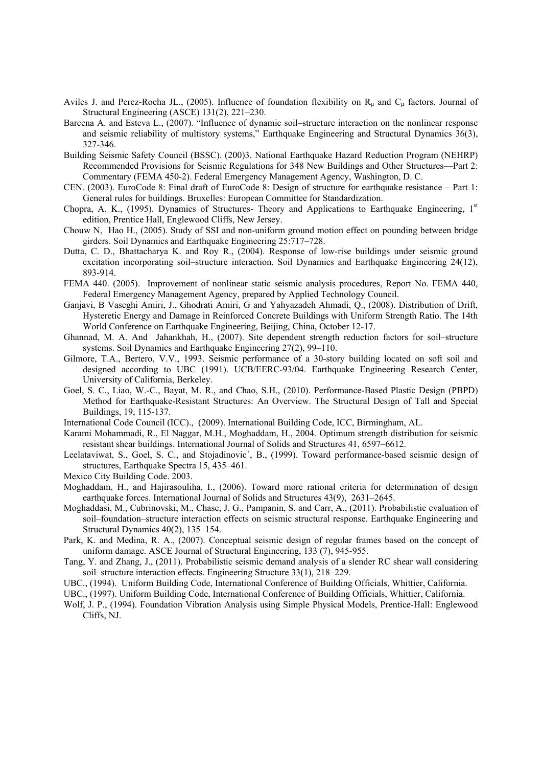Aviles J. and Perez-Rocha JL., (2005). Influence of foundation flexibility on $R_\mu$ and $C_\mu$ factors. Journal of Structural Engineering (ASCE) 131(2), 221–230.

Barcena A. and Esteva L., (2007). "Influence of dynamic soil–structure interaction on the nonlinear response and seismic reliability of multistory systems," Earthquake Engineering and Structural Dynamics 36(3), 327-346.

Building Seismic Safety Council (BSSC). (200)3. National Earthquake Hazard Reduction Program (NEHRP) Recommended Provisions for Seismic Regulations for 348 New Buildings and Other Structures—Part 2: Commentary (FEMA 450-2). Federal Emergency Management Agency, Washington, D. C.

CEN. (2003). EuroCode 8: Final draft of EuroCode 8: Design of structure for earthquake resistance – Part 1: General rules for buildings. Bruxelles: European Committee for Standardization.

Chopra, A. K., (1995). Dynamics of Structures- Theory and Applications to Earthquake Engineering, 1st edition, Prentice Hall, Englewood Cliffs, New Jersey.

Chouw N, Hao H., (2005). Study of SSI and non-uniform ground motion effect on pounding between bridge girders. Soil Dynamics and Earthquake Engineering 25:717–728.

Dutta, C. D., Bhattacharya K. and Roy R., (2004). Response of low-rise buildings under seismic ground excitation incorporating soil–structure interaction. Soil Dynamics and Earthquake Engineering 24(12), 893-914.

FEMA 440. (2005). Improvement of nonlinear static seismic analysis procedures, Report No. FEMA 440, Federal Emergency Management Agency, prepared by Applied Technology Council.

Ganjavi, B Vaseghi Amiri, J., Ghodrati Amiri, G and Yahyazadeh Ahmadi, Q., (2008). Distribution of Drift, Hysteretic Energy and Damage in Reinforced Concrete Buildings with Uniform Strength Ratio. The 14th World Conference on Earthquake Engineering, Beijing, China, October 12-17.

Ghannad, M. A. And Jahankhah, H., (2007). Site dependent strength reduction factors for soil–structure systems. Soil Dynamics and Earthquake Engineering 27(2), 99–110.

Gilmore, T.A., Bertero, V.V., 1993. Seismic performance of a 30-story building located on soft soil and designed according to UBC (1991). UCB/EERC-93/04. Earthquake Engineering Research Center, University of California, Berkeley.

Goel, S. C., Liao, W.-C., Bayat, M. R., and Chao, S.H., (2010). Performance-Based Plastic Design (PBPD) Method for Earthquake-Resistant Structures: An Overview. The Structural Design of Tall and Special Buildings, 19, 115-137.

International Code Council (ICC)., (2009). International Building Code, ICC, Birmingham, AL.

Karami Mohammadi, R., El Naggar, M.H., Moghaddam, H., 2004. Optimum strength distribution for seismic resistant shear buildings. International Journal of Solids and Structures 41, 6597–6612.

Leelataviwat, S., Goel, S. C., and Stojadinovic´, B., (1999). Toward performance-based seismic design of structures, Earthquake Spectra 15, 435–461.

Mexico City Building Code. 2003.

Moghaddam, H., and Hajirasouliha, I., (2006). Toward more rational criteria for determination of design earthquake forces. International Journal of Solids and Structures 43(9), 2631–2645.

Moghaddasi, M., Cubrinovski, M., Chase, J. G., Pampanin, S. and Carr, A., (2011). Probabilistic evaluation of soil–foundation–structure interaction effects on seismic structural response. Earthquake Engineering and Structural Dynamics 40(2), 135–154.

Park, K. and Medina, R. A., (2007). Conceptual seismic design of regular frames based on the concept of uniform damage. ASCE Journal of Structural Engineering, 133 (7), 945-955.

Tang, Y. and Zhang, J., (2011). Probabilistic seismic demand analysis of a slender RC shear wall considering soil–structure interaction effects. Engineering Structure 33(1), 218–229.

UBC., (1994). Uniform Building Code, International Conference of Building Officials, Whittier, California.

UBC., (1997). Uniform Building Code, International Conference of Building Officials, Whittier, California.

Wolf, J. P., (1994). Foundation Vibration Analysis using Simple Physical Models, Prentice-Hall: Englewood Cliffs, NJ.